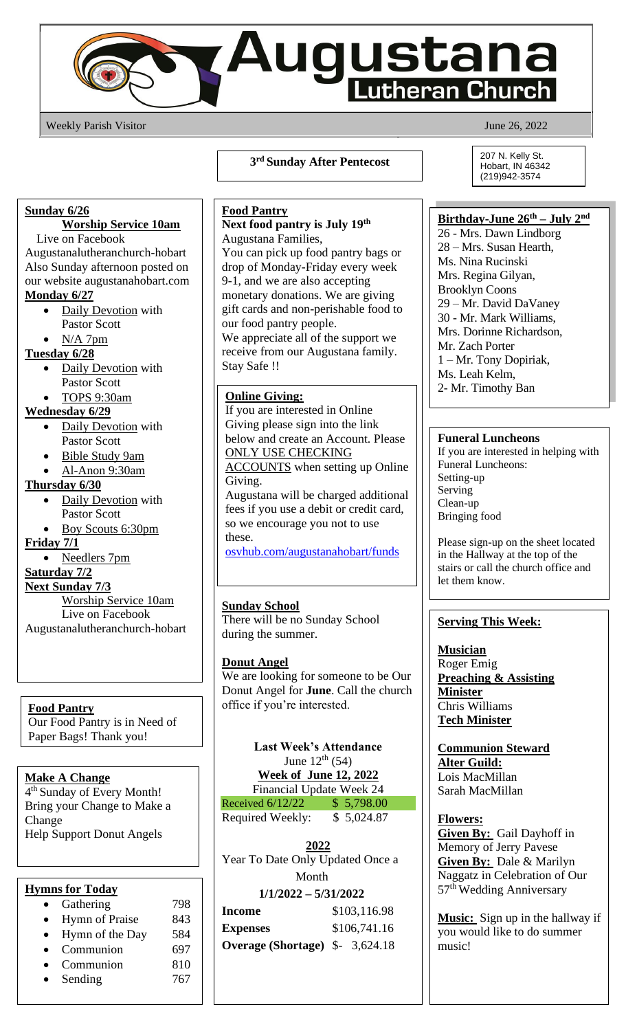# Augustana Lutheran Church

Weekly Parish Visitor

June 26, 2022

## 3rd Sunday After Pentecost

207 N. Kelly St.
Hobart, IN 46342
(219)942-3574

**Sunday 6/26**

**Worship Service 10am**
Live on Facebook
Augustanalutheranchurch-hobart
Also Sunday afternoon posted on our website augustanahobart.com

**Monday 6/27**

- Daily Devotion with Pastor Scott
- N/A 7pm

**Tuesday 6/28**

- Daily Devotion with Pastor Scott
- TOPS 9:30am

**Wednesday 6/29**

- Daily Devotion with Pastor Scott
- Bible Study 9am
- Al-Anon 9:30am

**Thursday 6/30**

- Daily Devotion with Pastor Scott
- Boy Scouts 6:30pm

**Friday 7/1**

- Needlers 7pm

**Saturday 7/2**

**Next Sunday 7/3**
Worship Service 10am
Live on Facebook
Augustanalutheranchurch-hobart

**Food Pantry**

Our Food Pantry is in Need of Paper Bags! Thank you!

**Make A Change**

4th Sunday of Every Month!
Bring your Change to Make a Change
Help Support Donut Angels

**Hymns for Today**

| | |
|---|---|
| Gathering | 798 |
| Hymn of Praise | 843 |
| Hymn of the Day | 584 |
| Communion | 697 |
| Communion | 810 |
| Sending | 767 |

**Food Pantry**

**Next food pantry is July 19th**

Augustana Families,
You can pick up food pantry bags or drop of Monday-Friday every week 9-1, and we are also accepting monetary donations. We are giving gift cards and non-perishable food to our food pantry people.
We appreciate all of the support we receive from our Augustana family.
Stay Safe !!

**Online Giving:**

If you are interested in Online Giving please sign into the link below and create an Account. Please ONLY USE CHECKING ACCOUNTS when setting up Online Giving.
Augustana will be charged additional fees if you use a debit or credit card, so we encourage you not to use these.
osvhub.com/augustanahobart/funds

**Sunday School**

There will be no Sunday School during the summer.

**Donut Angel**

We are looking for someone to be Our Donut Angel for **June**. Call the church office if you're interested.

**Last Week's Attendance**
June 12th (54)

**Week of June 12, 2022**
Financial Update Week 24

| | |
|---|---|
| Received 6/12/22 | $ 5,798.00 |
| Required Weekly: | $ 5,024.87 |

**2022**
Year To Date Only Updated Once a Month

**1/1/2022 – 5/31/2022**

| | |
|---|---|
| **Income** | $103,116.98 |
| **Expenses** | $106,741.16 |
| **Overage (Shortage)** | $- 3,624.18 |

**Birthday-June 26th – July 2nd**

26 - Mrs. Dawn Lindborg
28 – Mrs. Susan Hearth, Ms. Nina Rucinski, Mrs. Regina Gilyan, Brooklyn Coons
29 – Mr. David DaVaney
30 - Mr. Mark Williams, Mrs. Dorinne Richardson, Mr. Zach Porter
1 – Mr. Tony Dopiriak, Ms. Leah Kelm,
2- Mr. Timothy Ban

**Funeral Luncheons**

If you are interested in helping with Funeral Luncheons:
Setting-up
Serving
Clean-up
Bringing food

Please sign-up on the sheet located in the Hallway at the top of the stairs or call the church office and let them know.

**Serving This Week:**

**Musician**
Roger Emig

**Preaching & Assisting Minister**
Chris Williams

**Tech Minister**

**Communion Steward**

**Alter Guild:**
Lois MacMillan
Sarah MacMillan

**Flowers:**
**Given By:** Gail Dayhoff in Memory of Jerry Pavese
**Given By:** Dale & Marilyn Naggatz in Celebration of Our 57th Wedding Anniversary

**Music:** Sign up in the hallway if you would like to do summer music!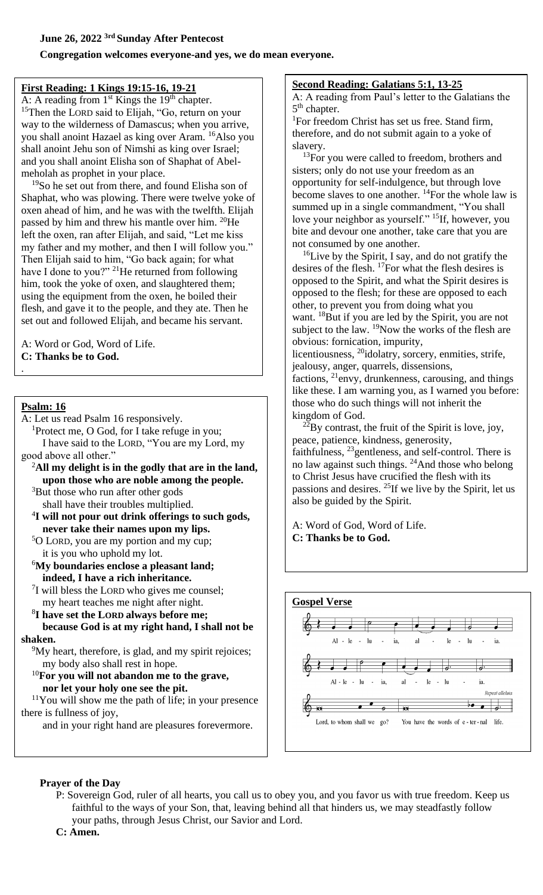**June 26, 2022 3rd Sunday After Pentecost**

**Congregation welcomes everyone-and yes, we do mean everyone.**

## First Reading: 1 Kings 19:15-16, 19-21

A: A reading from 1st Kings the 19th chapter.

[15]Then the LORD said to Elijah, "Go, return on your way to the wilderness of Damascus; when you arrive, you shall anoint Hazael as king over Aram. [16]Also you shall anoint Jehu son of Nimshi as king over Israel; and you shall anoint Elisha son of Shaphat of Abel-meholah as prophet in your place.

[19]So he set out from there, and found Elisha son of Shaphat, who was plowing. There were twelve yoke of oxen ahead of him, and he was with the twelfth. Elijah passed by him and threw his mantle over him. [20]He left the oxen, ran after Elijah, and said, "Let me kiss my father and my mother, and then I will follow you." Then Elijah said to him, "Go back again; for what have I done to you?" [21]He returned from following him, took the yoke of oxen, and slaughtered them; using the equipment from the oxen, he boiled their flesh, and gave it to the people, and they ate. Then he set out and followed Elijah, and became his servant.

A: Word or God, Word of Life.
**C: Thanks be to God.**

## Psalm: 16

A: Let us read Psalm 16 responsively.

[1]Protect me, O God, for I take refuge in you;
I have said to the LORD, "You are my Lord, my good above all other."

[2]**All my delight is in the godly that are in the land, upon those who are noble among the people.**

[3]But those who run after other gods
shall have their troubles multiplied.

[4]**I will not pour out drink offerings to such gods, never take their names upon my lips.**

[5]O LORD, you are my portion and my cup;
it is you who uphold my lot.

[6]**My boundaries enclose a pleasant land; indeed, I have a rich inheritance.**

[7]I will bless the LORD who gives me counsel;
my heart teaches me night after night.

[8]**I have set the LORD always before me; because God is at my right hand, I shall not be shaken.**

[9]My heart, therefore, is glad, and my spirit rejoices;
my body also shall rest in hope.

[10]**For you will not abandon me to the grave, nor let your holy one see the pit.**

[11]You will show me the path of life; in your presence there is fullness of joy,
and in your right hand are pleasures forevermore.

## Second Reading: Galatians 5:1, 13-25

A: A reading from Paul's letter to the Galatians the 5th chapter.

[1]For freedom Christ has set us free. Stand firm, therefore, and do not submit again to a yoke of slavery.

[13]For you were called to freedom, brothers and sisters; only do not use your freedom as an opportunity for self-indulgence, but through love become slaves to one another. [14]For the whole law is summed up in a single commandment, "You shall love your neighbor as yourself." [15]If, however, you bite and devour one another, take care that you are not consumed by one another.

[16]Live by the Spirit, I say, and do not gratify the desires of the flesh. [17]For what the flesh desires is opposed to the Spirit, and what the Spirit desires is opposed to the flesh; for these are opposed to each other, to prevent you from doing what you want. [18]But if you are led by the Spirit, you are not subject to the law. [19]Now the works of the flesh are obvious: fornication, impurity, licentiousness, [20]idolatry, sorcery, enmities, strife, jealousy, anger, quarrels, dissensions, factions, [21]envy, drunkenness, carousing, and things like these. I am warning you, as I warned you before: those who do such things will not inherit the kingdom of God.

[22]By contrast, the fruit of the Spirit is love, joy, peace, patience, kindness, generosity, faithfulness, [23]gentleness, and self-control. There is no law against such things. [24]And those who belong to Christ Jesus have crucified the flesh with its passions and desires. [25]If we live by the Spirit, let us also be guided by the Spirit.

A: Word of God, Word of Life.
**C: Thanks be to God.**

## Gospel Verse

Al - le - lu - ia, al - le - lu - ia.
Al - le - lu - ia, al - le - lu - ia.
Lord, to whom shall we go? You have the words of e - ter - nal life.
*Repeat alleluia*

**Prayer of the Day**

P: Sovereign God, ruler of all hearts, you call us to obey you, and you favor us with true freedom. Keep us faithful to the ways of your Son, that, leaving behind all that hinders us, we may steadfastly follow your paths, through Jesus Christ, our Savior and Lord.

**C: Amen.**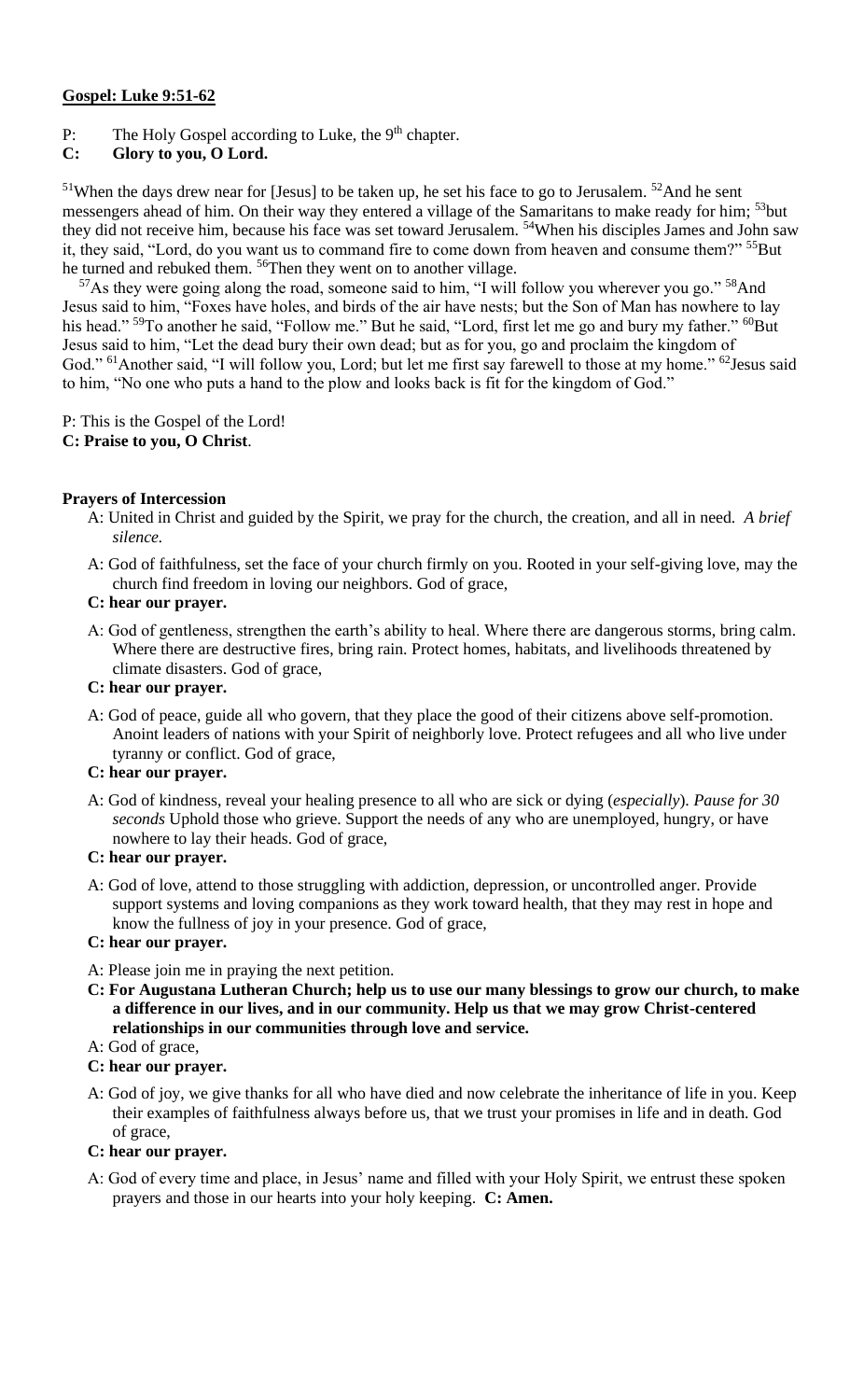**Gospel: Luke 9:51-62**

P: The Holy Gospel according to Luke, the 9th chapter.
**C: Glory to you, O Lord.**

[51]When the days drew near for [Jesus] to be taken up, he set his face to go to Jerusalem. [52]And he sent messengers ahead of him. On their way they entered a village of the Samaritans to make ready for him; [53]but they did not receive him, because his face was set toward Jerusalem. [54]When his disciples James and John saw it, they said, "Lord, do you want us to command fire to come down from heaven and consume them?" [55]But he turned and rebuked them. [56]Then they went on to another village.

[57]As they were going along the road, someone said to him, "I will follow you wherever you go." [58]And Jesus said to him, "Foxes have holes, and birds of the air have nests; but the Son of Man has nowhere to lay his head." [59]To another he said, "Follow me." But he said, "Lord, first let me go and bury my father." [60]But Jesus said to him, "Let the dead bury their own dead; but as for you, go and proclaim the kingdom of God." [61]Another said, "I will follow you, Lord; but let me first say farewell to those at my home." [62]Jesus said to him, "No one who puts a hand to the plow and looks back is fit for the kingdom of God."

P: This is the Gospel of the Lord!
**C: Praise to you, O Christ**.

**Prayers of Intercession**

A: United in Christ and guided by the Spirit, we pray for the church, the creation, and all in need. *A brief silence.*

A: God of faithfulness, set the face of your church firmly on you. Rooted in your self-giving love, may the church find freedom in loving our neighbors. God of grace,

**C: hear our prayer.**

A: God of gentleness, strengthen the earth's ability to heal. Where there are dangerous storms, bring calm. Where there are destructive fires, bring rain. Protect homes, habitats, and livelihoods threatened by climate disasters. God of grace,

**C: hear our prayer.**

A: God of peace, guide all who govern, that they place the good of their citizens above self-promotion. Anoint leaders of nations with your Spirit of neighborly love. Protect refugees and all who live under tyranny or conflict. God of grace,

**C: hear our prayer.**

A: God of kindness, reveal your healing presence to all who are sick or dying (*especially*). *Pause for 30 seconds* Uphold those who grieve. Support the needs of any who are unemployed, hungry, or have nowhere to lay their heads. God of grace,

**C: hear our prayer.**

A: God of love, attend to those struggling with addiction, depression, or uncontrolled anger. Provide support systems and loving companions as they work toward health, that they may rest in hope and know the fullness of joy in your presence. God of grace,

**C: hear our prayer.**

A: Please join me in praying the next petition.

**C: For Augustana Lutheran Church; help us to use our many blessings to grow our church, to make a difference in our lives, and in our community. Help us that we may grow Christ-centered relationships in our communities through love and service.**

A: God of grace,

**C: hear our prayer.**

A: God of joy, we give thanks for all who have died and now celebrate the inheritance of life in you. Keep their examples of faithfulness always before us, that we trust your promises in life and in death. God of grace,

**C: hear our prayer.**

A: God of every time and place, in Jesus' name and filled with your Holy Spirit, we entrust these spoken prayers and those in our hearts into your holy keeping. **C: Amen.**